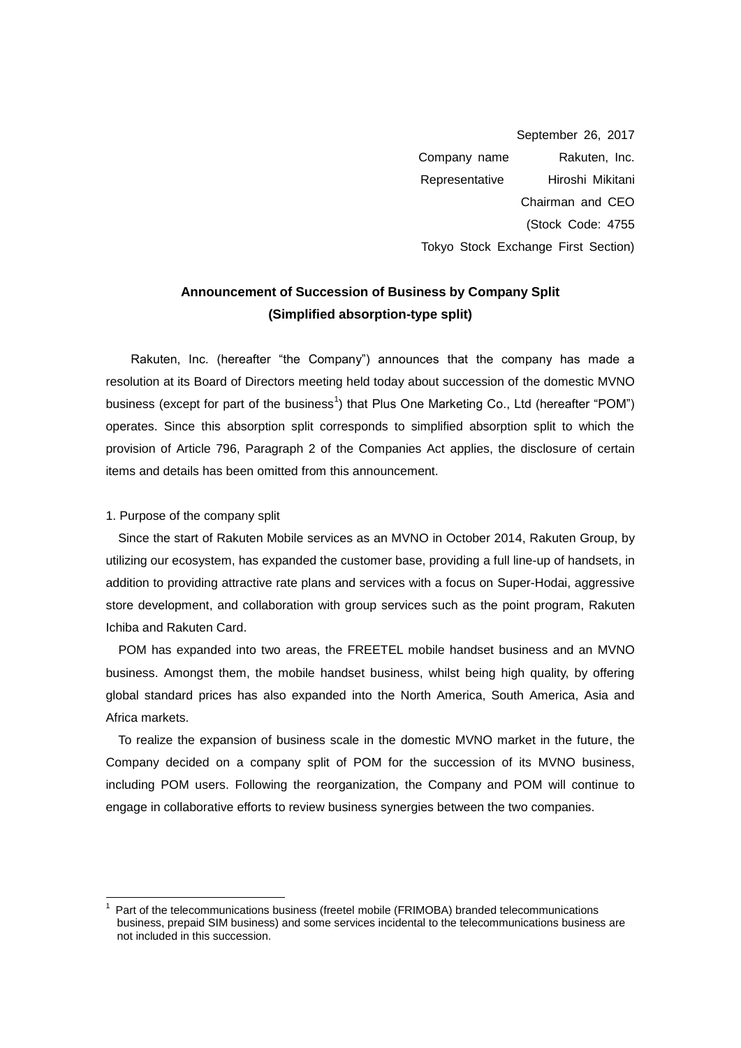September 26, 2017

Company name Rakuten, Inc.

Representative Hiroshi Mikitani

Chairman and CEO

(Stock Code: 4755

Tokyo Stock Exchange First Section)

**Announcement of Succession of Business by Company Split**
**(Simplified absorption-type split)**

Rakuten, Inc. (hereafter "the Company") announces that the company has made a resolution at its Board of Directors meeting held today about succession of the domestic MVNO business (except for part of the business[1]) that Plus One Marketing Co., Ltd (hereafter "POM") operates. Since this absorption split corresponds to simplified absorption split to which the provision of Article 796, Paragraph 2 of the Companies Act applies, the disclosure of certain items and details has been omitted from this announcement.

1. Purpose of the company split

Since the start of Rakuten Mobile services as an MVNO in October 2014, Rakuten Group, by utilizing our ecosystem, has expanded the customer base, providing a full line-up of handsets, in addition to providing attractive rate plans and services with a focus on Super-Hodai, aggressive store development, and collaboration with group services such as the point program, Rakuten Ichiba and Rakuten Card.

POM has expanded into two areas, the FREETEL mobile handset business and an MVNO business. Amongst them, the mobile handset business, whilst being high quality, by offering global standard prices has also expanded into the North America, South America, Asia and Africa markets.

To realize the expansion of business scale in the domestic MVNO market in the future, the Company decided on a company split of POM for the succession of its MVNO business, including POM users. Following the reorganization, the Company and POM will continue to engage in collaborative efforts to review business synergies between the two companies.

[1] Part of the telecommunications business (freetel mobile (FRIMOBA) branded telecommunications business, prepaid SIM business) and some services incidental to the telecommunications business are not included in this succession.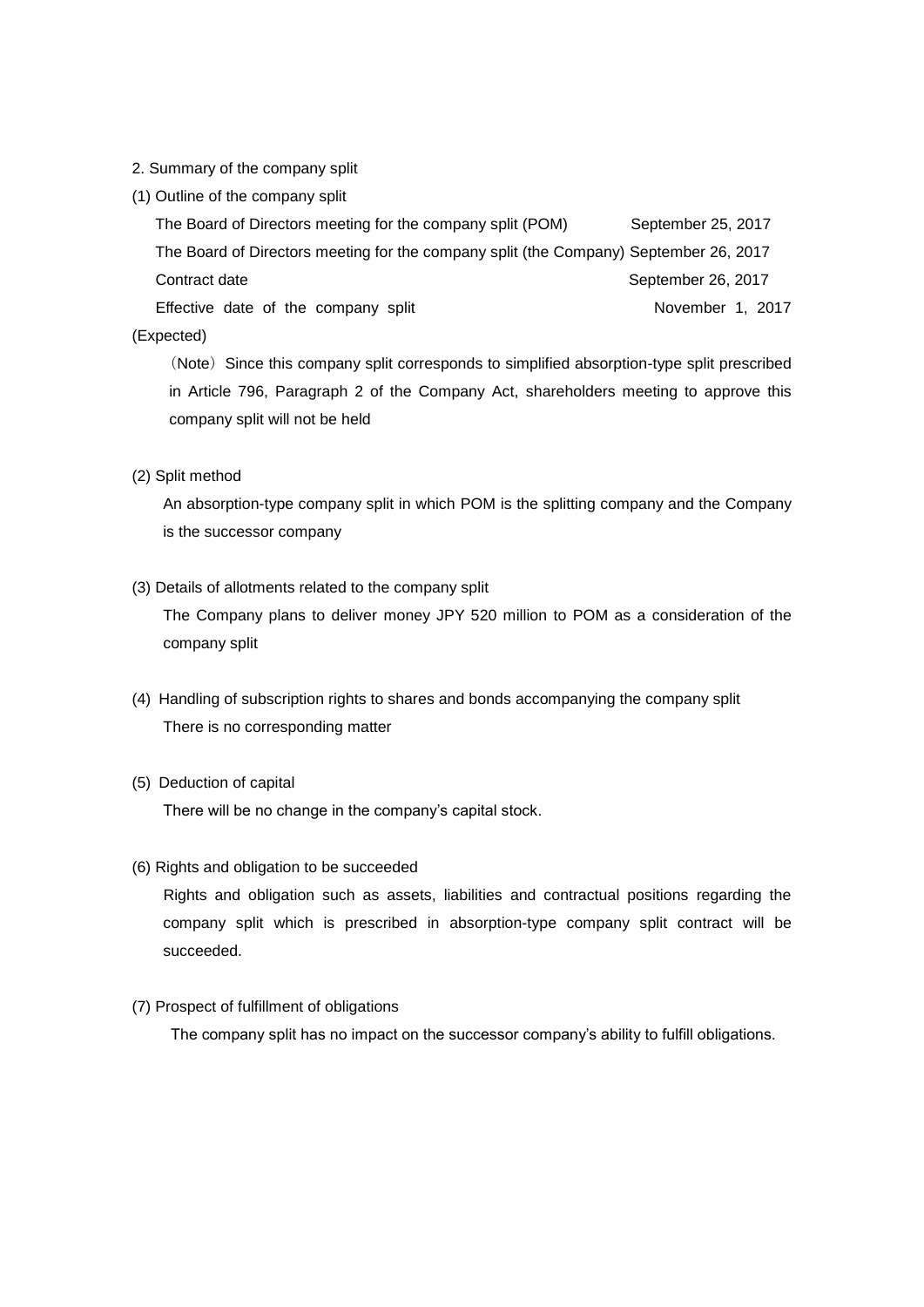2. Summary of the company split

(1) Outline of the company split

| | |
|---|---|
| The Board of Directors meeting for the company split (POM) | September 25, 2017 |
| The Board of Directors meeting for the company split (the Company) | September 26, 2017 |
| Contract date | September 26, 2017 |
| Effective date of the company split (Expected) | November 1, 2017 |

（Note）Since this company split corresponds to simplified absorption-type split prescribed in Article 796, Paragraph 2 of the Company Act, shareholders meeting to approve this company split will not be held

(2) Split method

An absorption-type company split in which POM is the splitting company and the Company is the successor company

(3) Details of allotments related to the company split

The Company plans to deliver money JPY 520 million to POM as a consideration of the company split

(4) Handling of subscription rights to shares and bonds accompanying the company split

There is no corresponding matter

(5) Deduction of capital

There will be no change in the company's capital stock.

(6) Rights and obligation to be succeeded

Rights and obligation such as assets, liabilities and contractual positions regarding the company split which is prescribed in absorption-type company split contract will be succeeded.

(7) Prospect of fulfillment of obligations

The company split has no impact on the successor company's ability to fulfill obligations.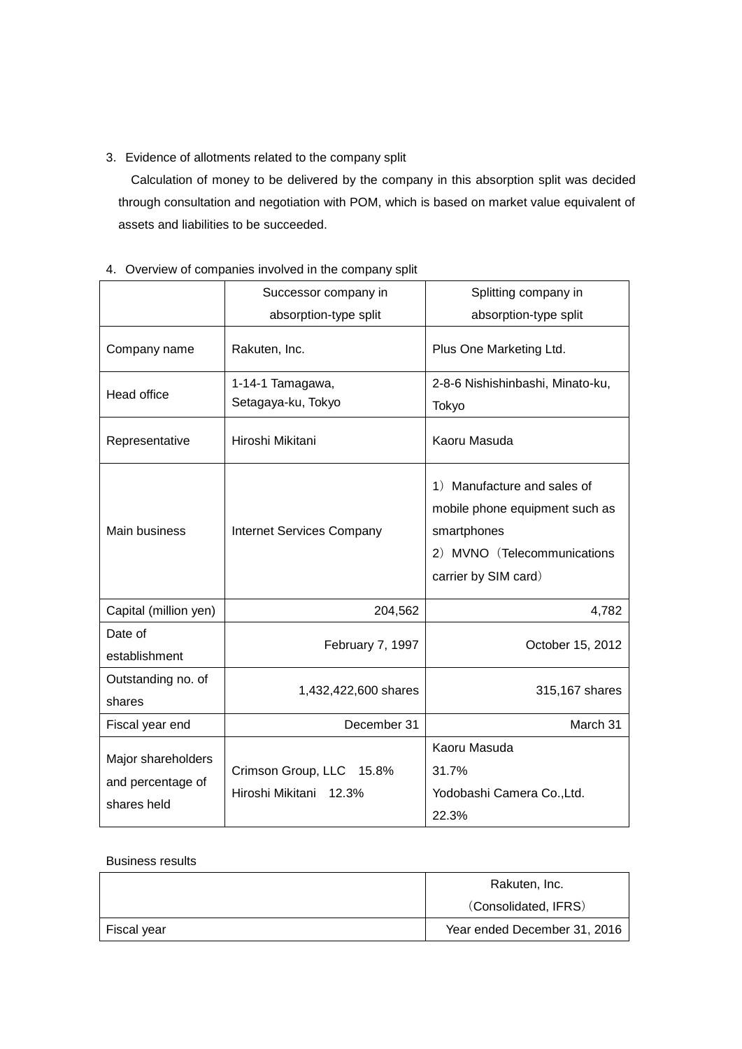3. Evidence of allotments related to the company split

Calculation of money to be delivered by the company in this absorption split was decided through consultation and negotiation with POM, which is based on market value equivalent of assets and liabilities to be succeeded.

4. Overview of companies involved in the company split

| | Successor company in absorption-type split | Splitting company in absorption-type split |
|---|---|---|
| Company name | Rakuten, Inc. | Plus One Marketing Ltd. |
| Head office | 1-14-1 Tamagawa, Setagaya-ku, Tokyo | 2-8-6 Nishishinbashi, Minato-ku, Tokyo |
| Representative | Hiroshi Mikitani | Kaoru Masuda |
| Main business | Internet Services Company | 1）Manufacture and sales of mobile phone equipment such as smartphones<br>2）MVNO（Telecommunications carrier by SIM card） |
| Capital (million yen) | 204,562 | 4,782 |
| Date of establishment | February 7, 1997 | October 15, 2012 |
| Outstanding no. of shares | 1,432,422,600 shares | 315,167 shares |
| Fiscal year end | December 31 | March 31 |
| Major shareholders and percentage of shares held | Crimson Group, LLC　15.8%<br>Hiroshi Mikitani　12.3% | Kaoru Masuda 31.7%<br>Yodobashi Camera Co.,Ltd. 22.3% |

Business results

| | Rakuten, Inc.（Consolidated, IFRS） |
|---|---|
| Fiscal year | Year ended December 31, 2016 |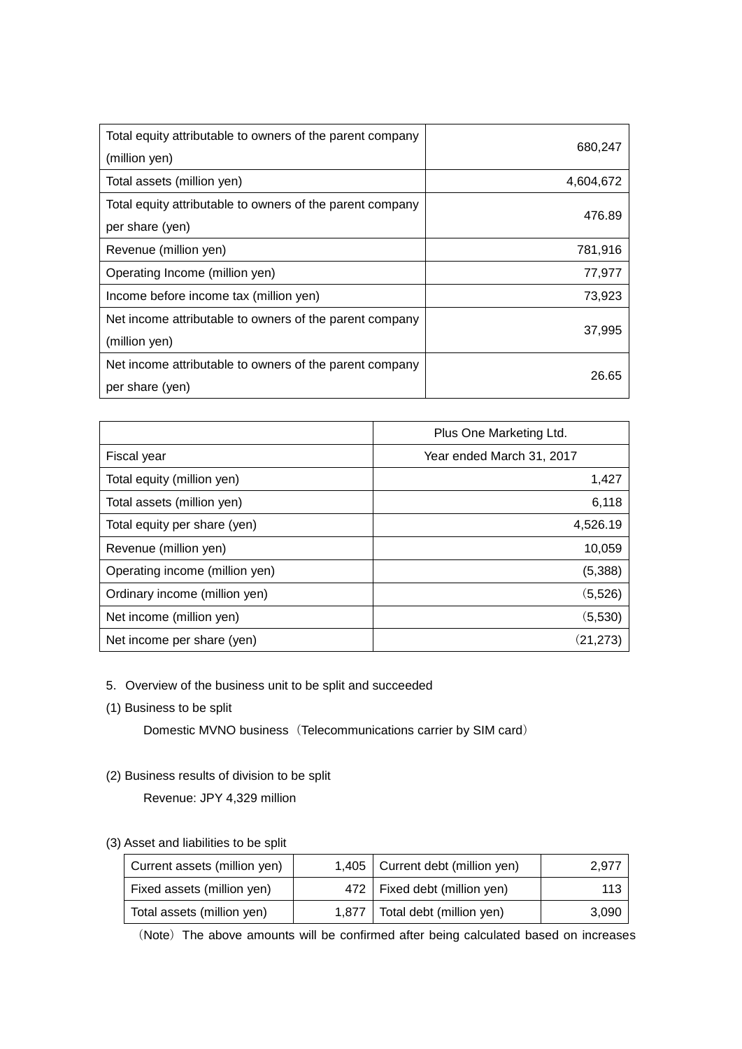| | |
|---|---|
| Total equity attributable to owners of the parent company (million yen) | 680,247 |
| Total assets (million yen) | 4,604,672 |
| Total equity attributable to owners of the parent company per share (yen) | 476.89 |
| Revenue (million yen) | 781,916 |
| Operating Income (million yen) | 77,977 |
| Income before income tax (million yen) | 73,923 |
| Net income attributable to owners of the parent company (million yen) | 37,995 |
| Net income attributable to owners of the parent company per share (yen) | 26.65 |

| | Plus One Marketing Ltd. |
|---|---|
| Fiscal year | Year ended March 31, 2017 |
| Total equity (million yen) | 1,427 |
| Total assets (million yen) | 6,118 |
| Total equity per share (yen) | 4,526.19 |
| Revenue (million yen) | 10,059 |
| Operating income (million yen) | (5,388) |
| Ordinary income (million yen) | （5,526) |
| Net income (million yen) | （5,530) |
| Net income per share (yen) | （21,273) |

5. Overview of the business unit to be split and succeeded

(1) Business to be split

Domestic MVNO business（Telecommunications carrier by SIM card）

(2) Business results of division to be split

Revenue: JPY 4,329 million

(3) Asset and liabilities to be split

| | | | |
|---|---|---|---|
| Current assets (million yen) | 1,405 | Current debt (million yen) | 2,977 |
| Fixed assets (million yen) | 472 | Fixed debt (million yen) | 113 |
| Total assets (million yen) | 1,877 | Total debt (million yen) | 3,090 |

（Note）The above amounts will be confirmed after being calculated based on increases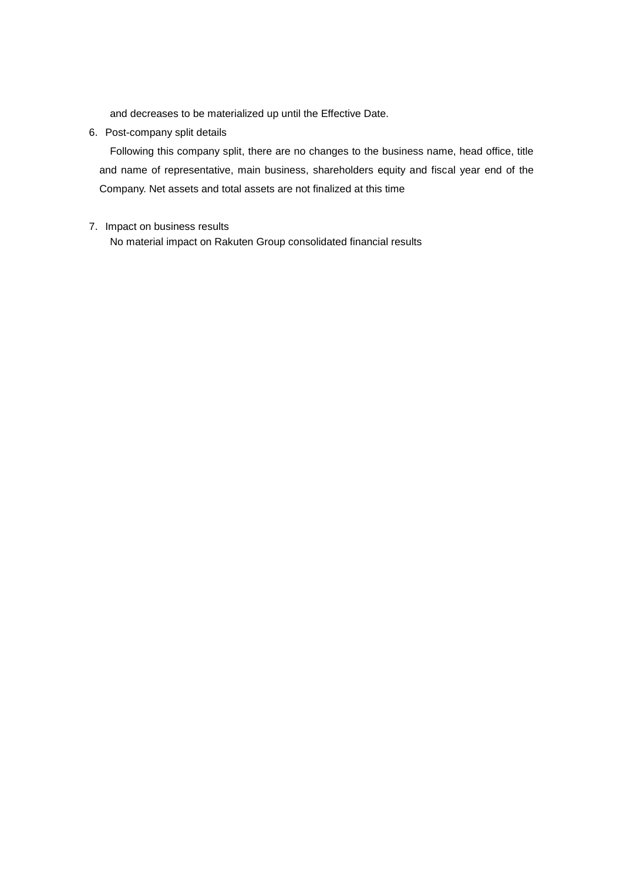and decreases to be materialized up until the Effective Date.

6. Post-company split details

   Following this company split, there are no changes to the business name, head office, title and name of representative, main business, shareholders equity and fiscal year end of the Company. Net assets and total assets are not finalized at this time

7. Impact on business results

   No material impact on Rakuten Group consolidated financial results